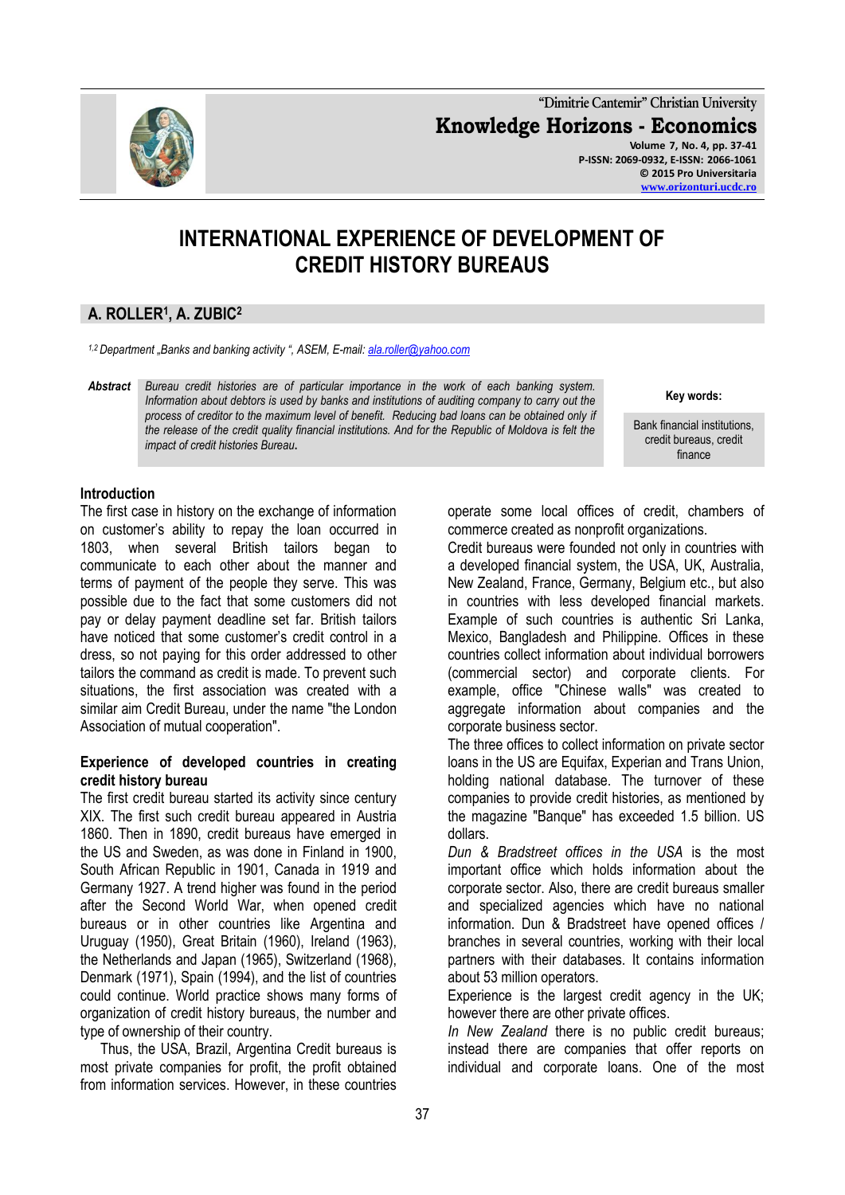# INTERNATIONAL EXPERIENCE OF DEVELOPMENT OF CREDIT HISTORY BUREAUS

**A. ROLLER[1], A. ZUBIC[2]**

*[1,2] Department „Banks and banking activity ", ASEM, E-mail: ala.roller@yahoo.com*

***Abstract*** *Bureau credit histories are of particular importance in the work of each banking system. Information about debtors is used by banks and institutions of auditing company to carry out the process of creditor to the maximum level of benefit. Reducing bad loans can be obtained only if the release of the credit quality financial institutions. And for the Republic of Moldova is felt the impact of credit histories Bureau.*

**Key words:** Bank financial institutions, credit bureaus, credit finance

## Introduction

The first case in history on the exchange of information on customer's ability to repay the loan occurred in 1803, when several British tailors began to communicate to each other about the manner and terms of payment of the people they serve. This was possible due to the fact that some customers did not pay or delay payment deadline set far. British tailors have noticed that some customer's credit control in a dress, so not paying for this order addressed to other tailors the command as credit is made. To prevent such situations, the first association was created with a similar aim Credit Bureau, under the name "the London Association of mutual cooperation".

## Experience of developed countries in creating credit history bureau

The first credit bureau started its activity since century XIX. The first such credit bureau appeared in Austria 1860. Then in 1890, credit bureaus have emerged in the US and Sweden, as was done in Finland in 1900, South African Republic in 1901, Canada in 1919 and Germany 1927. A trend higher was found in the period after the Second World War, when opened credit bureaus or in other countries like Argentina and Uruguay (1950), Great Britain (1960), Ireland (1963), the Netherlands and Japan (1965), Switzerland (1968), Denmark (1971), Spain (1994), and the list of countries could continue. World practice shows many forms of organization of credit history bureaus, the number and type of ownership of their country.

Thus, the USA, Brazil, Argentina Credit bureaus is most private companies for profit, the profit obtained from information services. However, in these countries operate some local offices of credit, chambers of commerce created as nonprofit organizations.

Credit bureaus were founded not only in countries with a developed financial system, the USA, UK, Australia, New Zealand, France, Germany, Belgium etc., but also in countries with less developed financial markets. Example of such countries is authentic Sri Lanka, Mexico, Bangladesh and Philippine. Offices in these countries collect information about individual borrowers (commercial sector) and corporate clients. For example, office "Chinese walls" was created to aggregate information about companies and the corporate business sector.

The three offices to collect information on private sector loans in the US are Equifax, Experian and Trans Union, holding national database. The turnover of these companies to provide credit histories, as mentioned by the magazine "Banque" has exceeded 1.5 billion. US dollars.

*Dun & Bradstreet offices in the USA* is the most important office which holds information about the corporate sector. Also, there are credit bureaus smaller and specialized agencies which have no national information. Dun & Bradstreet have opened offices / branches in several countries, working with their local partners with their databases. It contains information about 53 million operators.

Experience is the largest credit agency in the UK; however there are other private offices.

*In New Zealand* there is no public credit bureaus; instead there are companies that offer reports on individual and corporate loans. One of the most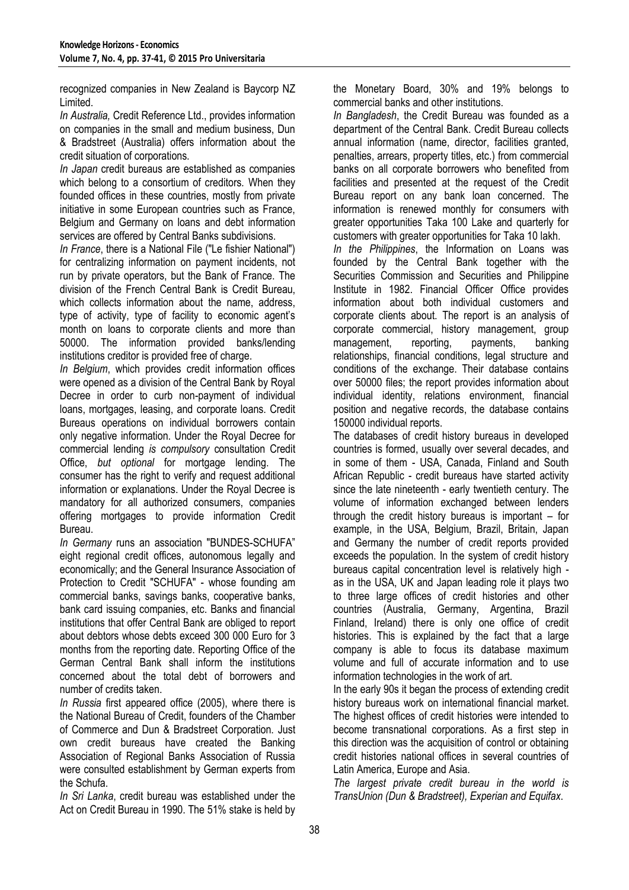recognized companies in New Zealand is Baycorp NZ Limited.

*In Australia,* Credit Reference Ltd., provides information on companies in the small and medium business, Dun & Bradstreet (Australia) offers information about the credit situation of corporations.

*In Japan* credit bureaus are established as companies which belong to a consortium of creditors. When they founded offices in these countries, mostly from private initiative in some European countries such as France, Belgium and Germany on loans and debt information services are offered by Central Banks subdivisions.

*In France*, there is a National File ("Le fishier National") for centralizing information on payment incidents, not run by private operators, but the Bank of France. The division of the French Central Bank is Credit Bureau, which collects information about the name, address, type of activity, type of facility to economic agent's month on loans to corporate clients and more than 50000. The information provided banks/lending institutions creditor is provided free of charge.

*In Belgium*, which provides credit information offices were opened as a division of the Central Bank by Royal Decree in order to curb non-payment of individual loans, mortgages, leasing, and corporate loans. Credit Bureaus operations on individual borrowers contain only negative information. Under the Royal Decree for commercial lending *is compulsory* consultation Credit Office, *but optional* for mortgage lending. The consumer has the right to verify and request additional information or explanations. Under the Royal Decree is mandatory for all authorized consumers, companies offering mortgages to provide information Credit Bureau.

*In Germany* runs an association "BUNDES-SCHUFA" eight regional credit offices, autonomous legally and economically; and the General Insurance Association of Protection to Credit "SCHUFA" - whose founding am commercial banks, savings banks, cooperative banks, bank card issuing companies, etc. Banks and financial institutions that offer Central Bank are obliged to report about debtors whose debts exceed 300 000 Euro for 3 months from the reporting date. Reporting Office of the German Central Bank shall inform the institutions concerned about the total debt of borrowers and number of credits taken.

*In Russia* first appeared office (2005), where there is the National Bureau of Credit, founders of the Chamber of Commerce and Dun & Bradstreet Corporation. Just own credit bureaus have created the Banking Association of Regional Banks Association of Russia were consulted establishment by German experts from the Schufa.

*In Sri Lanka*, credit bureau was established under the Act on Credit Bureau in 1990. The 51% stake is held by the Monetary Board, 30% and 19% belongs to commercial banks and other institutions.

*In Bangladesh*, the Credit Bureau was founded as a department of the Central Bank. Credit Bureau collects annual information (name, director, facilities granted, penalties, arrears, property titles, etc.) from commercial banks on all corporate borrowers who benefited from facilities and presented at the request of the Credit Bureau report on any bank loan concerned. The information is renewed monthly for consumers with greater opportunities Taka 100 Lake and quarterly for customers with greater opportunities for Taka 10 lakh.

*In the Philippines*, the Information on Loans was founded by the Central Bank together with the Securities Commission and Securities and Philippine Institute in 1982. Financial Officer Office provides information about both individual customers and corporate clients about. The report is an analysis of corporate commercial, history management, group management, reporting, payments, banking relationships, financial conditions, legal structure and conditions of the exchange. Their database contains over 50000 files; the report provides information about individual identity, relations environment, financial position and negative records, the database contains 150000 individual reports.

The databases of credit history bureaus in developed countries is formed, usually over several decades, and in some of them - USA, Canada, Finland and South African Republic - credit bureaus have started activity since the late nineteenth - early twentieth century. The volume of information exchanged between lenders through the credit history bureaus is important – for example, in the USA, Belgium, Brazil, Britain, Japan and Germany the number of credit reports provided exceeds the population. In the system of credit history bureaus capital concentration level is relatively high - as in the USA, UK and Japan leading role it plays two to three large offices of credit histories and other countries (Australia, Germany, Argentina, Brazil Finland, Ireland) there is only one office of credit histories. This is explained by the fact that a large company is able to focus its database maximum volume and full of accurate information and to use information technologies in the work of art.

In the early 90s it began the process of extending credit history bureaus work on international financial market. The highest offices of credit histories were intended to become transnational corporations. As a first step in this direction was the acquisition of control or obtaining credit histories national offices in several countries of Latin America, Europe and Asia.

*The largest private credit bureau in the world is TransUnion (Dun & Bradstreet), Experian and Equifax*.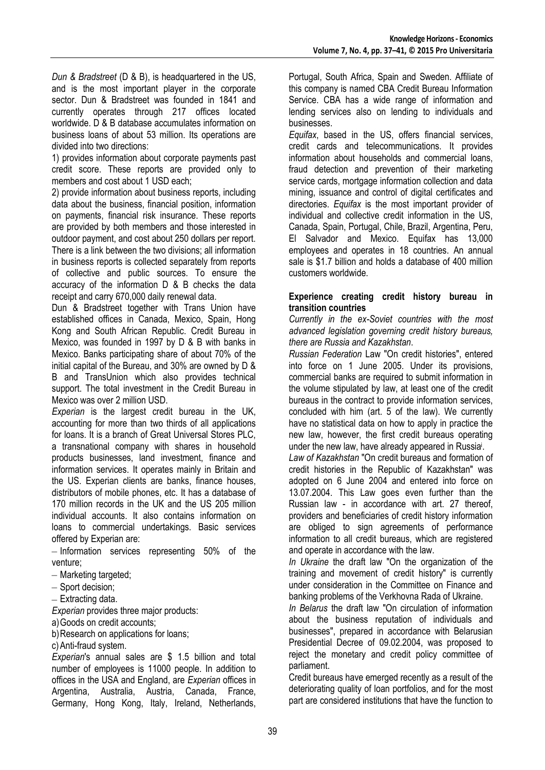*Dun & Bradstreet* (D & B), is headquartered in the US, and is the most important player in the corporate sector. Dun & Bradstreet was founded in 1841 and currently operates through 217 offices located worldwide. D & B database accumulates information on business loans of about 53 million. Its operations are divided into two directions:

1) provides information about corporate payments past credit score. These reports are provided only to members and cost about 1 USD each;

2) provide information about business reports, including data about the business, financial position, information on payments, financial risk insurance. These reports are provided by both members and those interested in outdoor payment, and cost about 250 dollars per report.

There is a link between the two divisions; all information in business reports is collected separately from reports of collective and public sources. To ensure the accuracy of the information D & B checks the data receipt and carry 670,000 daily renewal data.

Dun & Bradstreet together with Trans Union have established offices in Canada, Mexico, Spain, Hong Kong and South African Republic. Credit Bureau in Mexico, was founded in 1997 by D & B with banks in Mexico. Banks participating share of about 70% of the initial capital of the Bureau, and 30% are owned by D & B and TransUnion which also provides technical support. The total investment in the Credit Bureau in Mexico was over 2 million USD.

*Experian* is the largest credit bureau in the UK, accounting for more than two thirds of all applications for loans. It is a branch of Great Universal Stores PLC, a transnational company with shares in household products businesses, land investment, finance and information services. It operates mainly in Britain and the US. Experian clients are banks, finance houses, distributors of mobile phones, etc. It has a database of 170 million records in the UK and the US 205 million individual accounts. It also contains information on loans to commercial undertakings. Basic services offered by Experian are:

– Information services representing 50% of the venture;
– Marketing targeted;
– Sport decision;
– Extracting data.

*Experian* provides three major products:

a) Goods on credit accounts;
b) Research on applications for loans;
c) Anti-fraud system.

*Experian*'s annual sales are $ 1.5 billion and total number of employees is 11000 people. In addition to offices in the USA and England, are *Experian* offices in Argentina, Australia, Austria, Canada, France, Germany, Hong Kong, Italy, Ireland, Netherlands, Portugal, South Africa, Spain and Sweden. Affiliate of this company is named CBA Credit Bureau Information Service. CBA has a wide range of information and lending services also on lending to individuals and businesses.

*Equifax*, based in the US, offers financial services, credit cards and telecommunications. It provides information about households and commercial loans, fraud detection and prevention of their marketing service cards, mortgage information collection and data mining, issuance and control of digital certificates and directories. *Equifax* is the most important provider of individual and collective credit information in the US, Canada, Spain, Portugal, Chile, Brazil, Argentina, Peru, El Salvador and Mexico. Equifax has 13,000 employees and operates in 18 countries. An annual sale is $1.7 billion and holds a database of 400 million customers worldwide.

**Experience creating credit history bureau in transition countries**

*Currently in the ex-Soviet countries with the most advanced legislation governing credit history bureaus, there are Russia and Kazakhstan*.

*Russian Federation* Law "On credit histories", entered into force on 1 June 2005. Under its provisions, commercial banks are required to submit information in the volume stipulated by law, at least one of the credit bureaus in the contract to provide information services, concluded with him (art. 5 of the law). We currently have no statistical data on how to apply in practice the new law, however, the first credit bureaus operating under the new law, have already appeared in Russia[i].

*Law of Kazakhstan* "On credit bureaus and formation of credit histories in the Republic of Kazakhstan" was adopted on 6 June 2004 and entered into force on 13.07.2004. This Law goes even further than the Russian law - in accordance with art. 27 thereof, providers and beneficiaries of credit history information are obliged to sign agreements of performance information to all credit bureaus, which are registered and operate in accordance with the law.

*In Ukraine* the draft law "On the organization of the training and movement of credit history" is currently under consideration in the Committee on Finance and banking problems of the Verkhovna Rada of Ukraine.

*In Belarus* the draft law "On circulation of information about the business reputation of individuals and businesses", prepared in accordance with Belarusian Presidential Decree of 09.02.2004, was proposed to reject the monetary and credit policy committee of parliament.

Credit bureaus have emerged recently as a result of the deteriorating quality of loan portfolios, and for the most part are considered institutions that have the function to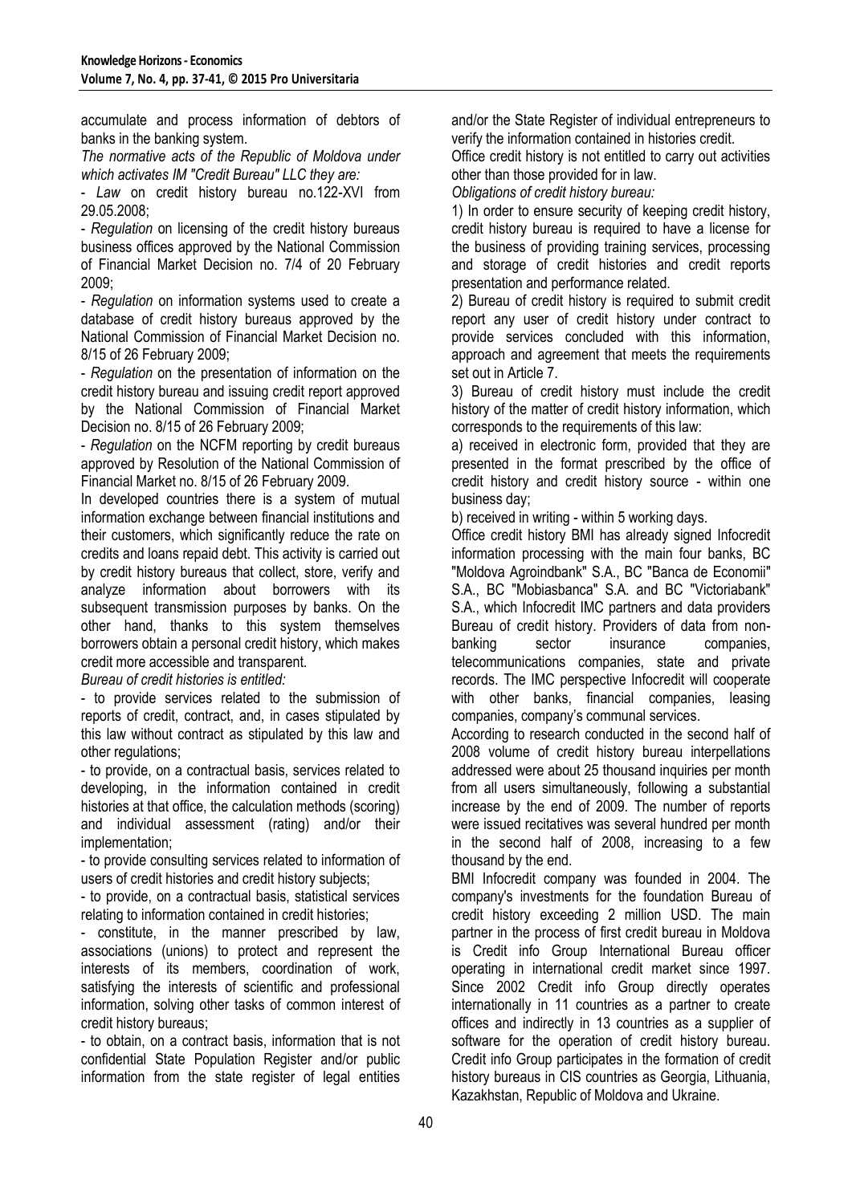accumulate and process information of debtors of banks in the banking system.

*The normative acts of the Republic of Moldova under which activates IM "Credit Bureau" LLC they are:*

- *Law* on credit history bureau no.122-XVI from 29.05.2008;
- *Regulation* on licensing of the credit history bureaus business offices approved by the National Commission of Financial Market Decision no. 7/4 of 20 February 2009;
- *Regulation* on information systems used to create a database of credit history bureaus approved by the National Commission of Financial Market Decision no. 8/15 of 26 February 2009;
- *Regulation* on the presentation of information on the credit history bureau and issuing credit report approved by the National Commission of Financial Market Decision no. 8/15 of 26 February 2009;
- *Regulation* on the NCFM reporting by credit bureaus approved by Resolution of the National Commission of Financial Market no. 8/15 of 26 February 2009.

In developed countries there is a system of mutual information exchange between financial institutions and their customers, which significantly reduce the rate on credits and loans repaid debt. This activity is carried out by credit history bureaus that collect, store, verify and analyze information about borrowers with its subsequent transmission purposes by banks. On the other hand, thanks to this system themselves borrowers obtain a personal credit history, which makes credit more accessible and transparent.

*Bureau of credit histories is entitled:*

- to provide services related to the submission of reports of credit, contract, and, in cases stipulated by this law without contract as stipulated by this law and other regulations;
- to provide, on a contractual basis, services related to developing, in the information contained in credit histories at that office, the calculation methods (scoring) and individual assessment (rating) and/or their implementation;
- to provide consulting services related to information of users of credit histories and credit history subjects;
- to provide, on a contractual basis, statistical services relating to information contained in credit histories;
- constitute, in the manner prescribed by law, associations (unions) to protect and represent the interests of its members, coordination of work, satisfying the interests of scientific and professional information, solving other tasks of common interest of credit history bureaus;
- to obtain, on a contract basis, information that is not confidential State Population Register and/or public information from the state register of legal entities and/or the State Register of individual entrepreneurs to verify the information contained in histories credit.

Office credit history is not entitled to carry out activities other than those provided for in law.

*Obligations of credit history bureau:*

1) In order to ensure security of keeping credit history, credit history bureau is required to have a license for the business of providing training services, processing and storage of credit histories and credit reports presentation and performance related.

2) Bureau of credit history is required to submit credit report any user of credit history under contract to provide services concluded with this information, approach and agreement that meets the requirements set out in Article 7.

3) Bureau of credit history must include the credit history of the matter of credit history information, which corresponds to the requirements of this law:

a) received in electronic form, provided that they are presented in the format prescribed by the office of credit history and credit history source - within one business day;

b) received in writing - within 5 working days.

Office credit history BMI has already signed Infocredit information processing with the main four banks, BC "Moldova Agroindbank" S.A., BC "Banca de Economii" S.A., BC "Mobiasbanca" S.A. and BC "Victoriabank" S.A., which Infocredit IMC partners and data providers Bureau of credit history. Providers of data from non-banking sector insurance companies, telecommunications companies, state and private records. The IMC perspective Infocredit will cooperate with other banks, financial companies, leasing companies, company's communal services.

According to research conducted in the second half of 2008 volume of credit history bureau interpellations addressed were about 25 thousand inquiries per month from all users simultaneously, following a substantial increase by the end of 2009. The number of reports were issued recitatives was several hundred per month in the second half of 2008, increasing to a few thousand by the end.

BMI Infocredit company was founded in 2004. The company's investments for the foundation Bureau of credit history exceeding 2 million USD. The main partner in the process of first credit bureau in Moldova is Credit info Group International Bureau officer operating in international credit market since 1997. Since 2002 Credit info Group directly operates internationally in 11 countries as a partner to create offices and indirectly in 13 countries as a supplier of software for the operation of credit history bureau. Credit info Group participates in the formation of credit history bureaus in CIS countries as Georgia, Lithuania, Kazakhstan, Republic of Moldova and Ukraine.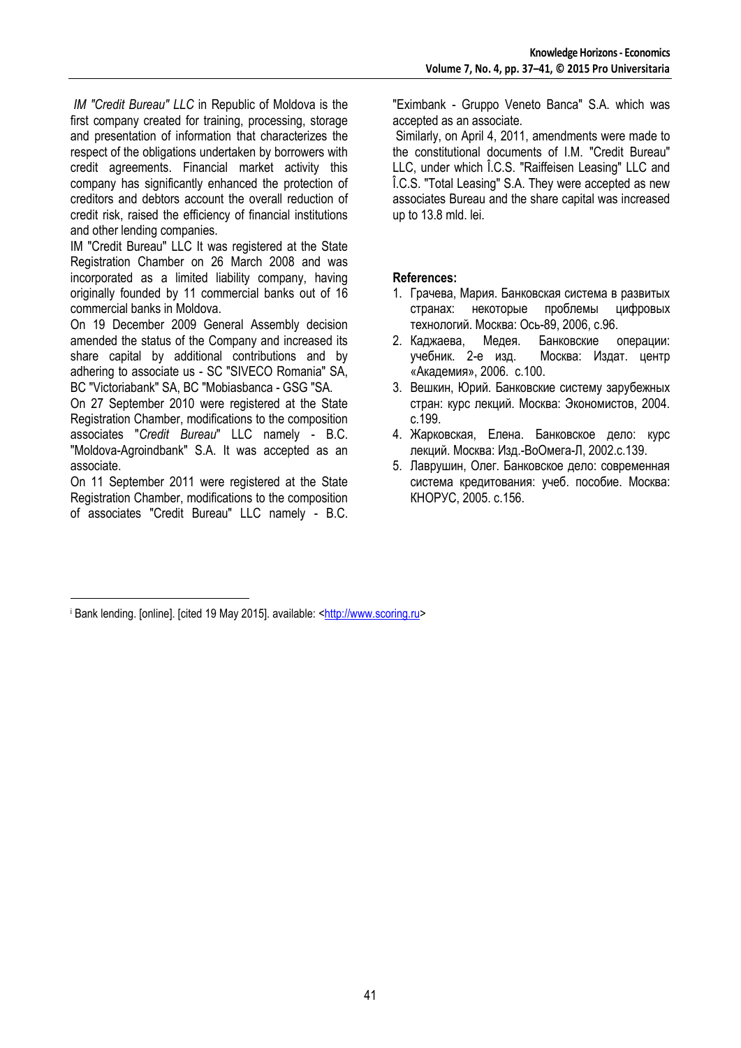*IM "Credit Bureau" LLC* in Republic of Moldova is the first company created for training, processing, storage and presentation of information that characterizes the respect of the obligations undertaken by borrowers with credit agreements. Financial market activity this company has significantly enhanced the protection of creditors and debtors account the overall reduction of credit risk, raised the efficiency of financial institutions and other lending companies.

IM "Credit Bureau" LLC It was registered at the State Registration Chamber on 26 March 2008 and was incorporated as a limited liability company, having originally founded by 11 commercial banks out of 16 commercial banks in Moldova.

On 19 December 2009 General Assembly decision amended the status of the Company and increased its share capital by additional contributions and by adhering to associate us - SC "SIVECO Romania" SA, BC "Victoriabank" SA, BC "Mobiasbanca - GSG "SA.

On 27 September 2010 were registered at the State Registration Chamber, modifications to the composition associates "*Credit Bureau*" LLC namely - B.C. "Moldova-Agroindbank" S.A. It was accepted as an associate.

On 11 September 2011 were registered at the State Registration Chamber, modifications to the composition of associates "Credit Bureau" LLC namely - B.C. "Eximbank - Gruppo Veneto Banca" S.A. which was accepted as an associate.

Similarly, on April 4, 2011, amendments were made to the constitutional documents of I.M. "Credit Bureau" LLC, under which Î.C.S. "Raiffeisen Leasing" LLC and Î.C.S. "Total Leasing" S.A. They were accepted as new associates Bureau and the share capital was increased up to 13.8 mld. lei.

**References:**

1. Грачева, Мария. Банковская система в развитых странах: некоторые проблемы цифровых технологий. Москва: Ось-89, 2006, с.96.
2. Каджаева, Медея. Банковские операции: учебник. 2-е изд. Москва: Издат. центр «Академия», 2006. с.100.
3. Вешкин, Юрий. Банковские систему зарубежных стран: курс лекций. Москва: Экономистов, 2004. с.199.
4. Жарковская, Елена. Банковское дело: курс лекций. Москва: Изд.-ВоОмега-Л, 2002.с.139.
5. Лаврушин, Олег. Банковское дело: современная система кредитования: учеб. пособие. Москва: КНОРУС, 2005. с.156.

---

[i] Bank lending. [online]. [cited 19 May 2015]. available: <http://www.scoring.ru>